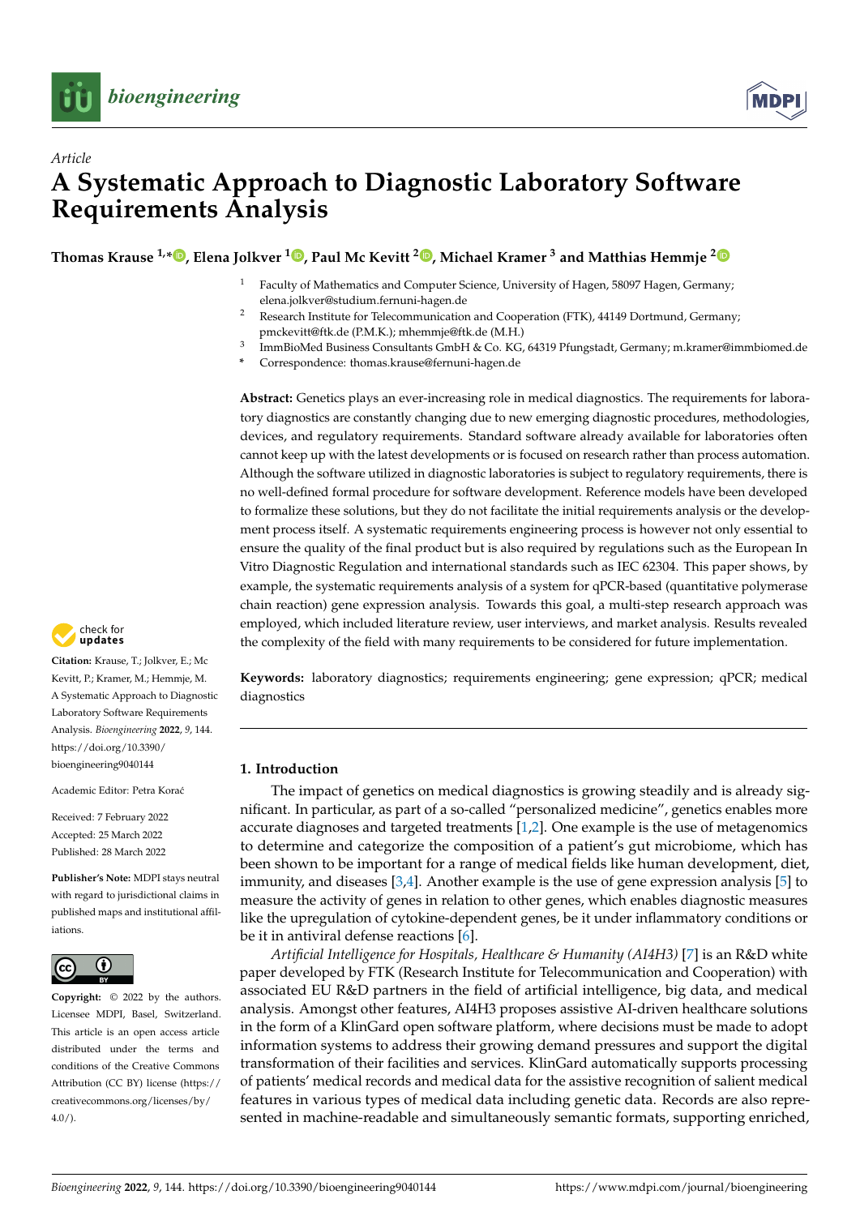*Article*

# A Systematic Approach to Diagnostic Laboratory Software Requirements Analysis

**Thomas Krause [1,*], Elena Jolkver [1], Paul Mc Kevitt [2], Michael Kramer [3] and Matthias Hemmje [2]**

[1] Faculty of Mathematics and Computer Science, University of Hagen, 58097 Hagen, Germany; elena.jolkver@studium.fernuni-hagen.de

[2] Research Institute for Telecommunication and Cooperation (FTK), 44149 Dortmund, Germany; pmckevitt@ftk.de (P.M.K.); mhemmje@ftk.de (M.H.)

[3] ImmBioMed Business Consultants GmbH & Co. KG, 64319 Pfungstadt, Germany; m.kramer@immbiomed.de

* Correspondence: thomas.krause@fernuni-hagen.de

**Abstract:** Genetics plays an ever-increasing role in medical diagnostics. The requirements for laboratory diagnostics are constantly changing due to new emerging diagnostic procedures, methodologies, devices, and regulatory requirements. Standard software already available for laboratories often cannot keep up with the latest developments or is focused on research rather than process automation. Although the software utilized in diagnostic laboratories is subject to regulatory requirements, there is no well-defined formal procedure for software development. Reference models have been developed to formalize these solutions, but they do not facilitate the initial requirements analysis or the development process itself. A systematic requirements engineering process is however not only essential to ensure the quality of the final product but is also required by regulations such as the European In Vitro Diagnostic Regulation and international standards such as IEC 62304. This paper shows, by example, the systematic requirements analysis of a system for qPCR-based (quantitative polymerase chain reaction) gene expression analysis. Towards this goal, a multi-step research approach was employed, which included literature review, user interviews, and market analysis. Results revealed the complexity of the field with many requirements to be considered for future implementation.

**Keywords:** laboratory diagnostics; requirements engineering; gene expression; qPCR; medical diagnostics

**Citation:** Krause, T.; Jolkver, E.; Mc Kevitt, P.; Kramer, M.; Hemmje, M. A Systematic Approach to Diagnostic Laboratory Software Requirements Analysis. *Bioengineering* **2022**, *9*, 144. https://doi.org/10.3390/bioengineering9040144

Academic Editor: Petra Korać

Received: 7 February 2022
Accepted: 25 March 2022
Published: 28 March 2022

**Publisher's Note:** MDPI stays neutral with regard to jurisdictional claims in published maps and institutional affiliations.

**Copyright:** © 2022 by the authors. Licensee MDPI, Basel, Switzerland. This article is an open access article distributed under the terms and conditions of the Creative Commons Attribution (CC BY) license (https://creativecommons.org/licenses/by/4.0/).

## 1. Introduction

The impact of genetics on medical diagnostics is growing steadily and is already significant. In particular, as part of a so-called "personalized medicine", genetics enables more accurate diagnoses and targeted treatments [1,2]. One example is the use of metagenomics to determine and categorize the composition of a patient's gut microbiome, which has been shown to be important for a range of medical fields like human development, diet, immunity, and diseases [3,4]. Another example is the use of gene expression analysis [5] to measure the activity of genes in relation to other genes, which enables diagnostic measures like the upregulation of cytokine-dependent genes, be it under inflammatory conditions or be it in antiviral defense reactions [6].

*Artificial Intelligence for Hospitals, Healthcare & Humanity (AI4H3)* [7] is an R&D white paper developed by FTK (Research Institute for Telecommunication and Cooperation) with associated EU R&D partners in the field of artificial intelligence, big data, and medical analysis. Amongst other features, AI4H3 proposes assistive AI-driven healthcare solutions in the form of a KlinGard open software platform, where decisions must be made to adopt information systems to address their growing demand pressures and support the digital transformation of their facilities and services. KlinGard automatically supports processing of patients' medical records and medical data for the assistive recognition of salient medical features in various types of medical data including genetic data. Records are also represented in machine-readable and simultaneously semantic formats, supporting enriched,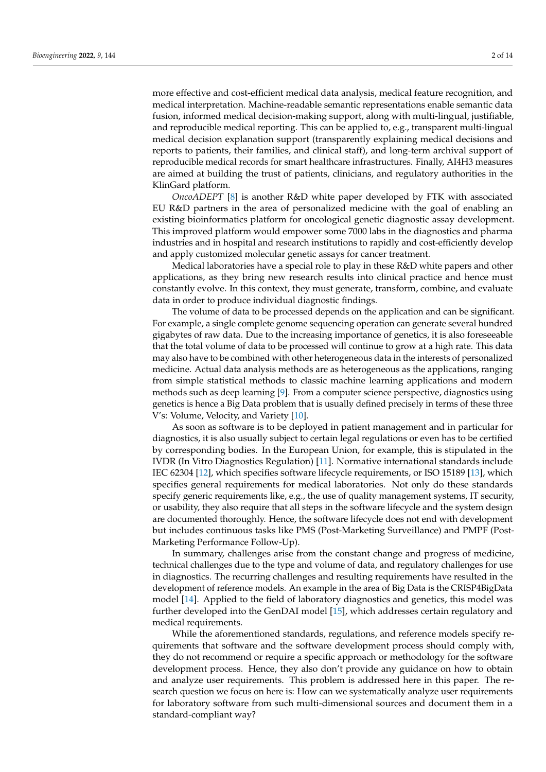more effective and cost-efficient medical data analysis, medical feature recognition, and medical interpretation. Machine-readable semantic representations enable semantic data fusion, informed medical decision-making support, along with multi-lingual, justifiable, and reproducible medical reporting. This can be applied to, e.g., transparent multi-lingual medical decision explanation support (transparently explaining medical decisions and reports to patients, their families, and clinical staff), and long-term archival support of reproducible medical records for smart healthcare infrastructures. Finally, AI4H3 measures are aimed at building the trust of patients, clinicians, and regulatory authorities in the KlinGard platform.

*OncoADEPT* [8] is another R&D white paper developed by FTK with associated EU R&D partners in the area of personalized medicine with the goal of enabling an existing bioinformatics platform for oncological genetic diagnostic assay development. This improved platform would empower some 7000 labs in the diagnostics and pharma industries and in hospital and research institutions to rapidly and cost-efficiently develop and apply customized molecular genetic assays for cancer treatment.

Medical laboratories have a special role to play in these R&D white papers and other applications, as they bring new research results into clinical practice and hence must constantly evolve. In this context, they must generate, transform, combine, and evaluate data in order to produce individual diagnostic findings.

The volume of data to be processed depends on the application and can be significant. For example, a single complete genome sequencing operation can generate several hundred gigabytes of raw data. Due to the increasing importance of genetics, it is also foreseeable that the total volume of data to be processed will continue to grow at a high rate. This data may also have to be combined with other heterogeneous data in the interests of personalized medicine. Actual data analysis methods are as heterogeneous as the applications, ranging from simple statistical methods to classic machine learning applications and modern methods such as deep learning [9]. From a computer science perspective, diagnostics using genetics is hence a Big Data problem that is usually defined precisely in terms of these three V's: Volume, Velocity, and Variety [10].

As soon as software is to be deployed in patient management and in particular for diagnostics, it is also usually subject to certain legal regulations or even has to be certified by corresponding bodies. In the European Union, for example, this is stipulated in the IVDR (In Vitro Diagnostics Regulation) [11]. Normative international standards include IEC 62304 [12], which specifies software lifecycle requirements, or ISO 15189 [13], which specifies general requirements for medical laboratories. Not only do these standards specify generic requirements like, e.g., the use of quality management systems, IT security, or usability, they also require that all steps in the software lifecycle and the system design are documented thoroughly. Hence, the software lifecycle does not end with development but includes continuous tasks like PMS (Post-Marketing Surveillance) and PMPF (Post-Marketing Performance Follow-Up).

In summary, challenges arise from the constant change and progress of medicine, technical challenges due to the type and volume of data, and regulatory challenges for use in diagnostics. The recurring challenges and resulting requirements have resulted in the development of reference models. An example in the area of Big Data is the CRISP4BigData model [14]. Applied to the field of laboratory diagnostics and genetics, this model was further developed into the GenDAI model [15], which addresses certain regulatory and medical requirements.

While the aforementioned standards, regulations, and reference models specify requirements that software and the software development process should comply with, they do not recommend or require a specific approach or methodology for the software development process. Hence, they also don't provide any guidance on how to obtain and analyze user requirements. This problem is addressed here in this paper. The research question we focus on here is: How can we systematically analyze user requirements for laboratory software from such multi-dimensional sources and document them in a standard-compliant way?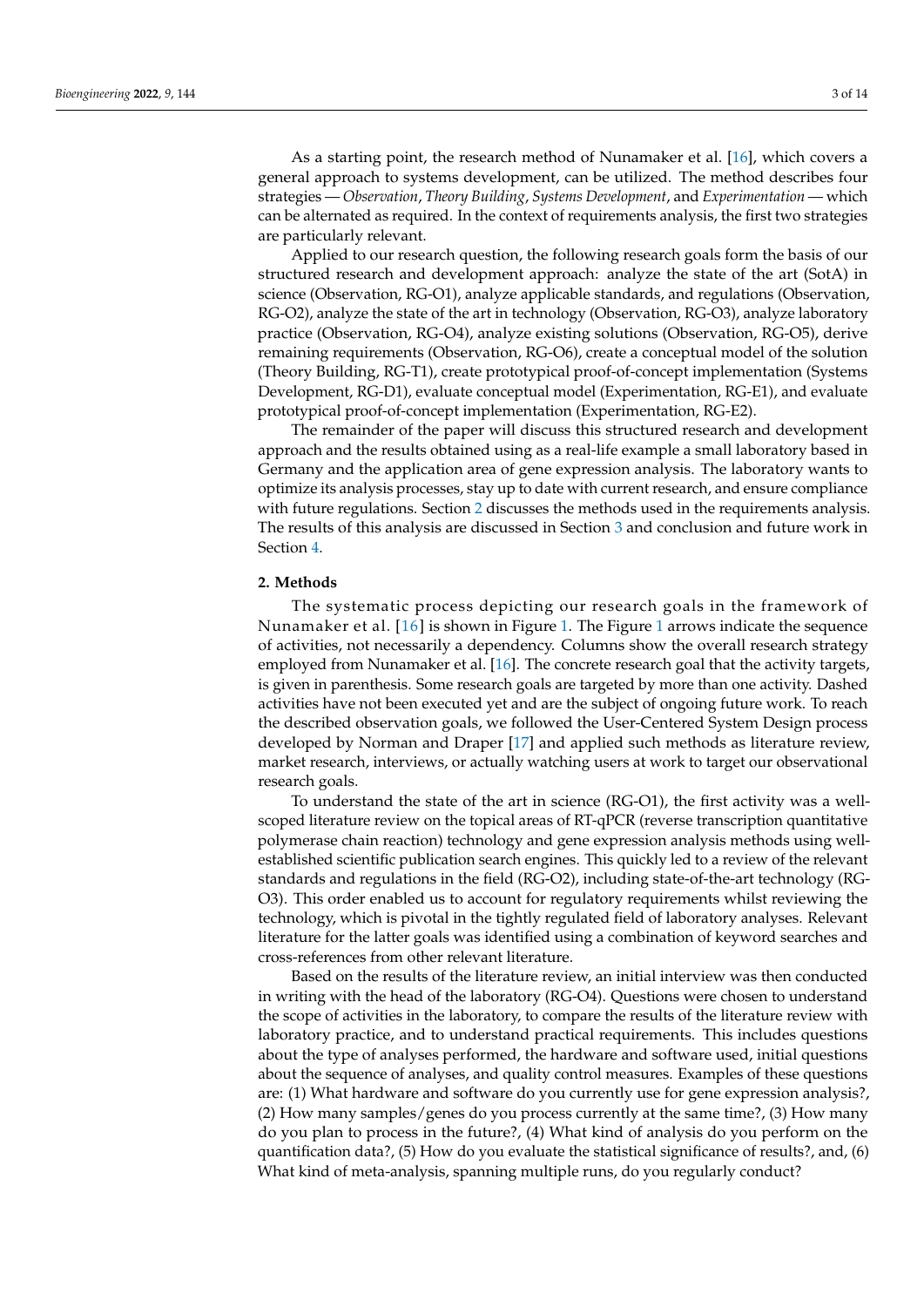As a starting point, the research method of Nunamaker et al. [16], which covers a general approach to systems development, can be utilized. The method describes four strategies — *Observation*, *Theory Building*, *Systems Development*, and *Experimentation* — which can be alternated as required. In the context of requirements analysis, the first two strategies are particularly relevant.

Applied to our research question, the following research goals form the basis of our structured research and development approach: analyze the state of the art (SotA) in science (Observation, RG-O1), analyze applicable standards, and regulations (Observation, RG-O2), analyze the state of the art in technology (Observation, RG-O3), analyze laboratory practice (Observation, RG-O4), analyze existing solutions (Observation, RG-O5), derive remaining requirements (Observation, RG-O6), create a conceptual model of the solution (Theory Building, RG-T1), create prototypical proof-of-concept implementation (Systems Development, RG-D1), evaluate conceptual model (Experimentation, RG-E1), and evaluate prototypical proof-of-concept implementation (Experimentation, RG-E2).

The remainder of the paper will discuss this structured research and development approach and the results obtained using as a real-life example a small laboratory based in Germany and the application area of gene expression analysis. The laboratory wants to optimize its analysis processes, stay up to date with current research, and ensure compliance with future regulations. Section 2 discusses the methods used in the requirements analysis. The results of this analysis are discussed in Section 3 and conclusion and future work in Section 4.

## 2. Methods

The systematic process depicting our research goals in the framework of Nunamaker et al. [16] is shown in Figure 1. The Figure 1 arrows indicate the sequence of activities, not necessarily a dependency. Columns show the overall research strategy employed from Nunamaker et al. [16]. The concrete research goal that the activity targets, is given in parenthesis. Some research goals are targeted by more than one activity. Dashed activities have not been executed yet and are the subject of ongoing future work. To reach the described observation goals, we followed the User-Centered System Design process developed by Norman and Draper [17] and applied such methods as literature review, market research, interviews, or actually watching users at work to target our observational research goals.

To understand the state of the art in science (RG-O1), the first activity was a well-scoped literature review on the topical areas of RT-qPCR (reverse transcription quantitative polymerase chain reaction) technology and gene expression analysis methods using well-established scientific publication search engines. This quickly led to a review of the relevant standards and regulations in the field (RG-O2), including state-of-the-art technology (RG-O3). This order enabled us to account for regulatory requirements whilst reviewing the technology, which is pivotal in the tightly regulated field of laboratory analyses. Relevant literature for the latter goals was identified using a combination of keyword searches and cross-references from other relevant literature.

Based on the results of the literature review, an initial interview was then conducted in writing with the head of the laboratory (RG-O4). Questions were chosen to understand the scope of activities in the laboratory, to compare the results of the literature review with laboratory practice, and to understand practical requirements. This includes questions about the type of analyses performed, the hardware and software used, initial questions about the sequence of analyses, and quality control measures. Examples of these questions are: (1) What hardware and software do you currently use for gene expression analysis?, (2) How many samples/genes do you process currently at the same time?, (3) How many do you plan to process in the future?, (4) What kind of analysis do you perform on the quantification data?, (5) How do you evaluate the statistical significance of results?, and, (6) What kind of meta-analysis, spanning multiple runs, do you regularly conduct?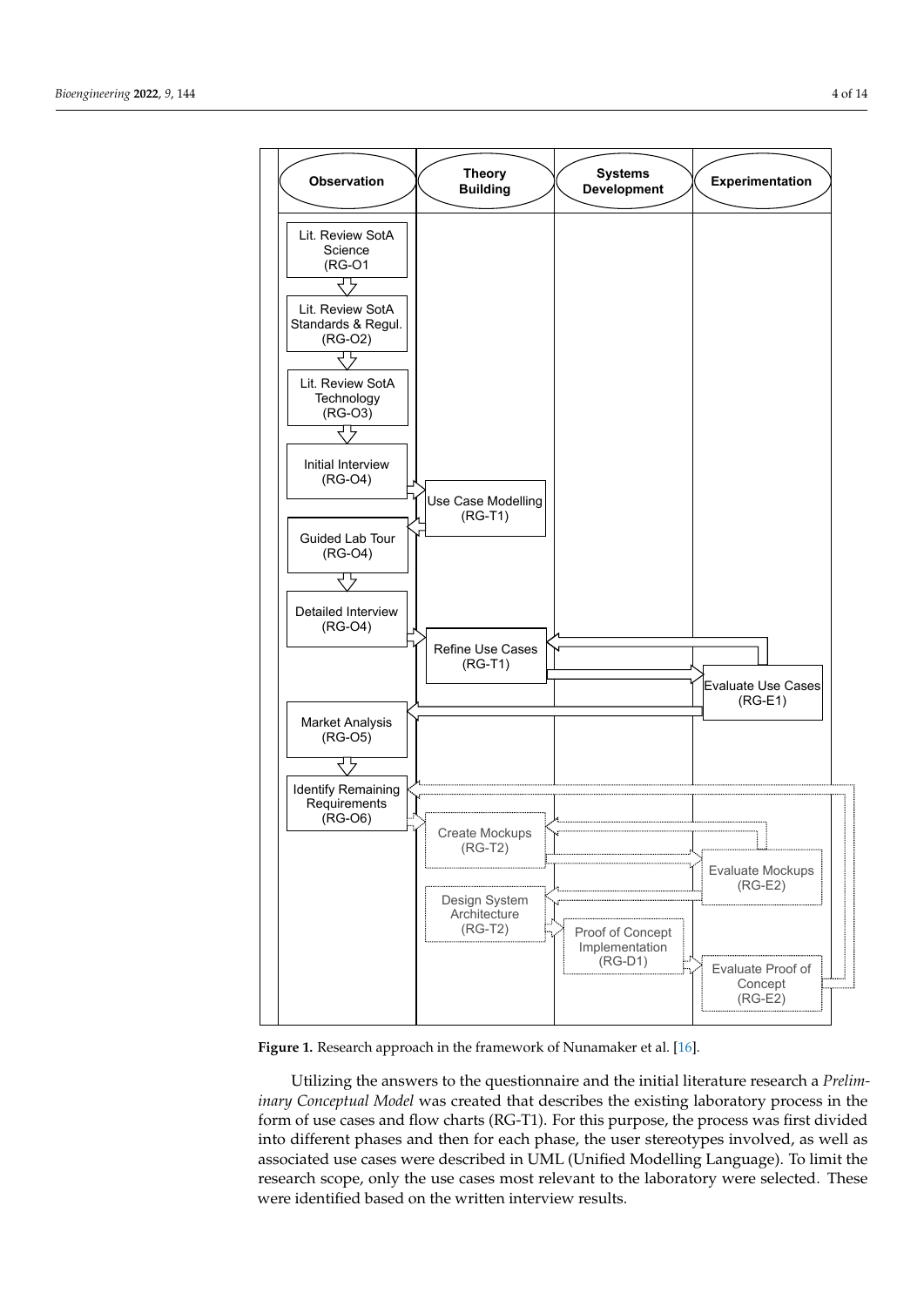**Figure 1.** Research approach in the framework of Nunamaker et al. [16].

Utilizing the answers to the questionnaire and the initial literature research a *Preliminary Conceptual Model* was created that describes the existing laboratory process in the form of use cases and flow charts (RG-T1). For this purpose, the process was first divided into different phases and then for each phase, the user stereotypes involved, as well as associated use cases were described in UML (Unified Modelling Language). To limit the research scope, only the use cases most relevant to the laboratory were selected. These were identified based on the written interview results.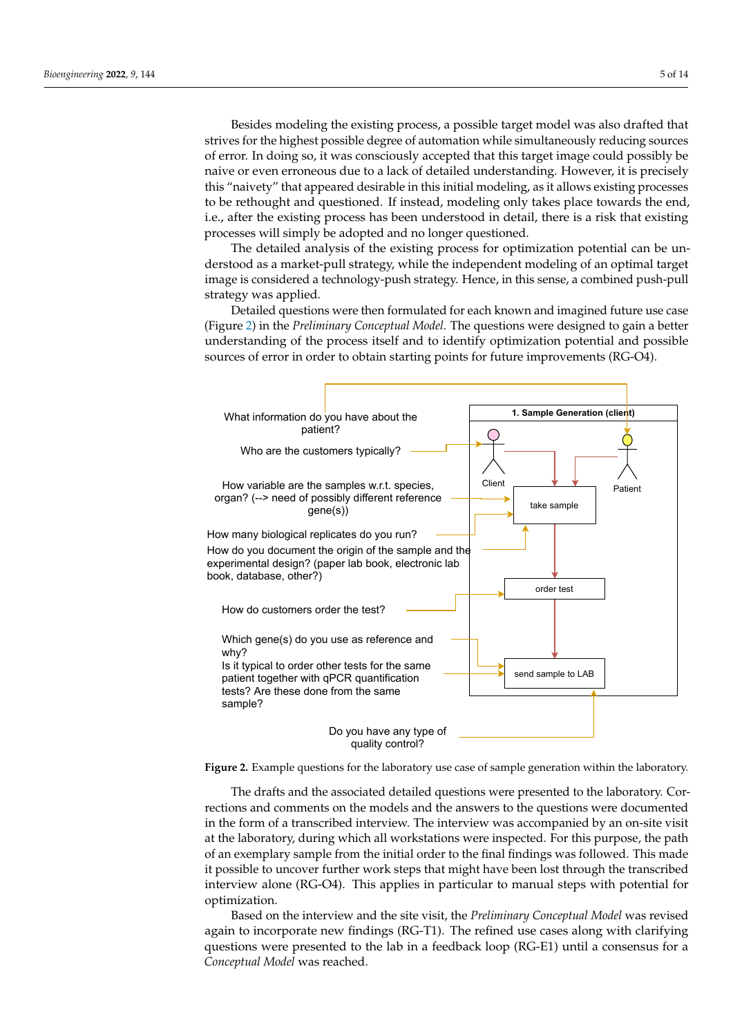Besides modeling the existing process, a possible target model was also drafted that strives for the highest possible degree of automation while simultaneously reducing sources of error. In doing so, it was consciously accepted that this target image could possibly be naive or even erroneous due to a lack of detailed understanding. However, it is precisely this "naivety" that appeared desirable in this initial modeling, as it allows existing processes to be rethought and questioned. If instead, modeling only takes place towards the end, i.e., after the existing process has been understood in detail, there is a risk that existing processes will simply be adopted and no longer questioned.

The detailed analysis of the existing process for optimization potential can be understood as a market-pull strategy, while the independent modeling of an optimal target image is considered a technology-push strategy. Hence, in this sense, a combined push-pull strategy was applied.

Detailed questions were then formulated for each known and imagined future use case (Figure 2) in the *Preliminary Conceptual Model*. The questions were designed to gain a better understanding of the process itself and to identify optimization potential and possible sources of error in order to obtain starting points for future improvements (RG-O4).

**Figure 2.** Example questions for the laboratory use case of sample generation within the laboratory.

The drafts and the associated detailed questions were presented to the laboratory. Corrections and comments on the models and the answers to the questions were documented in the form of a transcribed interview. The interview was accompanied by an on-site visit at the laboratory, during which all workstations were inspected. For this purpose, the path of an exemplary sample from the initial order to the final findings was followed. This made it possible to uncover further work steps that might have been lost through the transcribed interview alone (RG-O4). This applies in particular to manual steps with potential for optimization.

Based on the interview and the site visit, the *Preliminary Conceptual Model* was revised again to incorporate new findings (RG-T1). The refined use cases along with clarifying questions were presented to the lab in a feedback loop (RG-E1) until a consensus for a *Conceptual Model* was reached.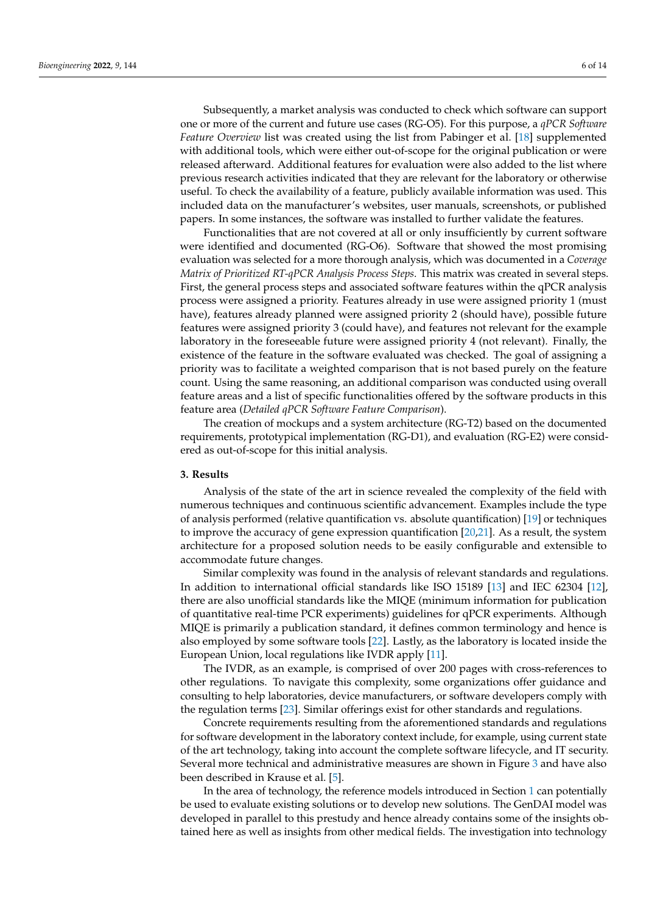Subsequently, a market analysis was conducted to check which software can support one or more of the current and future use cases (RG-O5). For this purpose, a *qPCR Software Feature Overview* list was created using the list from Pabinger et al. [18] supplemented with additional tools, which were either out-of-scope for the original publication or were released afterward. Additional features for evaluation were also added to the list where previous research activities indicated that they are relevant for the laboratory or otherwise useful. To check the availability of a feature, publicly available information was used. This included data on the manufacturer's websites, user manuals, screenshots, or published papers. In some instances, the software was installed to further validate the features.

Functionalities that are not covered at all or only insufficiently by current software were identified and documented (RG-O6). Software that showed the most promising evaluation was selected for a more thorough analysis, which was documented in a *Coverage Matrix of Prioritized RT-qPCR Analysis Process Steps*. This matrix was created in several steps. First, the general process steps and associated software features within the qPCR analysis process were assigned a priority. Features already in use were assigned priority 1 (must have), features already planned were assigned priority 2 (should have), possible future features were assigned priority 3 (could have), and features not relevant for the example laboratory in the foreseeable future were assigned priority 4 (not relevant). Finally, the existence of the feature in the software evaluated was checked. The goal of assigning a priority was to facilitate a weighted comparison that is not based purely on the feature count. Using the same reasoning, an additional comparison was conducted using overall feature areas and a list of specific functionalities offered by the software products in this feature area (*Detailed qPCR Software Feature Comparison*).

The creation of mockups and a system architecture (RG-T2) based on the documented requirements, prototypical implementation (RG-D1), and evaluation (RG-E2) were considered as out-of-scope for this initial analysis.

## 3. Results

Analysis of the state of the art in science revealed the complexity of the field with numerous techniques and continuous scientific advancement. Examples include the type of analysis performed (relative quantification vs. absolute quantification) [19] or techniques to improve the accuracy of gene expression quantification [20,21]. As a result, the system architecture for a proposed solution needs to be easily configurable and extensible to accommodate future changes.

Similar complexity was found in the analysis of relevant standards and regulations. In addition to international official standards like ISO 15189 [13] and IEC 62304 [12], there are also unofficial standards like the MIQE (minimum information for publication of quantitative real-time PCR experiments) guidelines for qPCR experiments. Although MIQE is primarily a publication standard, it defines common terminology and hence is also employed by some software tools [22]. Lastly, as the laboratory is located inside the European Union, local regulations like IVDR apply [11].

The IVDR, as an example, is comprised of over 200 pages with cross-references to other regulations. To navigate this complexity, some organizations offer guidance and consulting to help laboratories, device manufacturers, or software developers comply with the regulation terms [23]. Similar offerings exist for other standards and regulations.

Concrete requirements resulting from the aforementioned standards and regulations for software development in the laboratory context include, for example, using current state of the art technology, taking into account the complete software lifecycle, and IT security. Several more technical and administrative measures are shown in Figure 3 and have also been described in Krause et al. [5].

In the area of technology, the reference models introduced in Section 1 can potentially be used to evaluate existing solutions or to develop new solutions. The GenDAI model was developed in parallel to this prestudy and hence already contains some of the insights obtained here as well as insights from other medical fields. The investigation into technology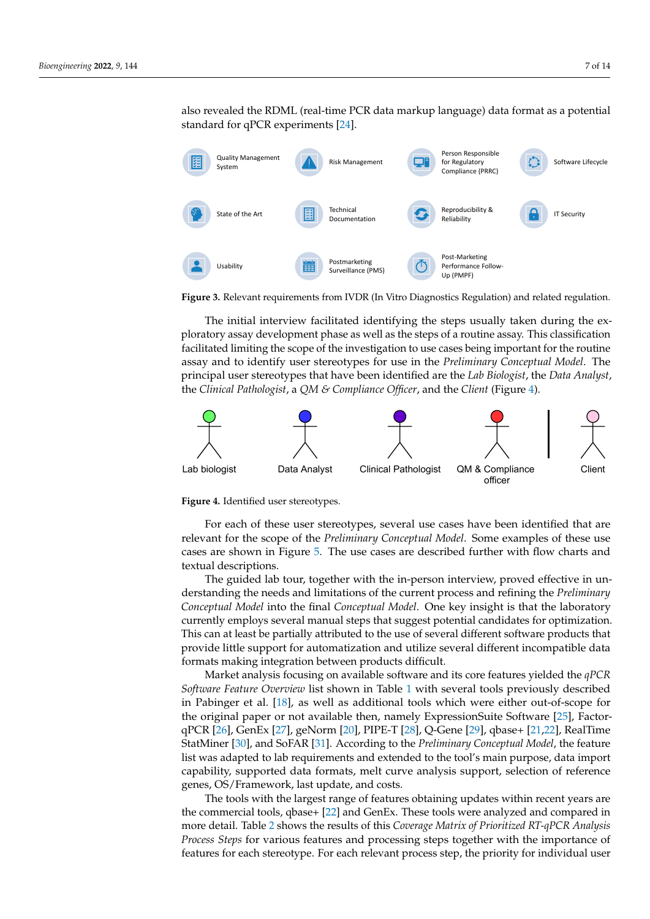also revealed the RDML (real-time PCR data markup language) data format as a potential standard for qPCR experiments [24].

Quality Management System

Risk Management

Person Responsible for Regulatory Compliance (PRRC)

Software Lifecycle

State of the Art

Technical Documentation

Reproducibility & Reliability

IT Security

Usability

Postmarketing Surveillance (PMS)

Post-Marketing Performance Follow-Up (PMPF)

**Figure 3.** Relevant requirements from IVDR (In Vitro Diagnostics Regulation) and related regulation.

The initial interview facilitated identifying the steps usually taken during the exploratory assay development phase as well as the steps of a routine assay. This classification facilitated limiting the scope of the investigation to use cases being important for the routine assay and to identify user stereotypes for use in the *Preliminary Conceptual Model*. The principal user stereotypes that have been identified are the *Lab Biologist*, the *Data Analyst*, the *Clinical Pathologist*, a *QM & Compliance Officer*, and the *Client* (Figure 4).

Lab biologist

Data Analyst

Clinical Pathologist

QM & Compliance officer

Client

**Figure 4.** Identified user stereotypes.

For each of these user stereotypes, several use cases have been identified that are relevant for the scope of the *Preliminary Conceptual Model*. Some examples of these use cases are shown in Figure 5. The use cases are described further with flow charts and textual descriptions.

The guided lab tour, together with the in-person interview, proved effective in understanding the needs and limitations of the current process and refining the *Preliminary Conceptual Model* into the final *Conceptual Model*. One key insight is that the laboratory currently employs several manual steps that suggest potential candidates for optimization. This can at least be partially attributed to the use of several different software products that provide little support for automatization and utilize several different incompatible data formats making integration between products difficult.

Market analysis focusing on available software and its core features yielded the *qPCR Software Feature Overview* list shown in Table 1 with several tools previously described in Pabinger et al. [18], as well as additional tools which were either out-of-scope for the original paper or not available then, namely ExpressionSuite Software [25], Factor-qPCR [26], GenEx [27], geNorm [20], PIPE-T [28], Q-Gene [29], qbase+ [21,22], RealTime StatMiner [30], and SoFAR [31]. According to the *Preliminary Conceptual Model*, the feature list was adapted to lab requirements and extended to the tool's main purpose, data import capability, supported data formats, melt curve analysis support, selection of reference genes, OS/Framework, last update, and costs.

The tools with the largest range of features obtaining updates within recent years are the commercial tools, qbase+ [22] and GenEx. These tools were analyzed and compared in more detail. Table 2 shows the results of this *Coverage Matrix of Prioritized RT-qPCR Analysis Process Steps* for various features and processing steps together with the importance of features for each stereotype. For each relevant process step, the priority for individual user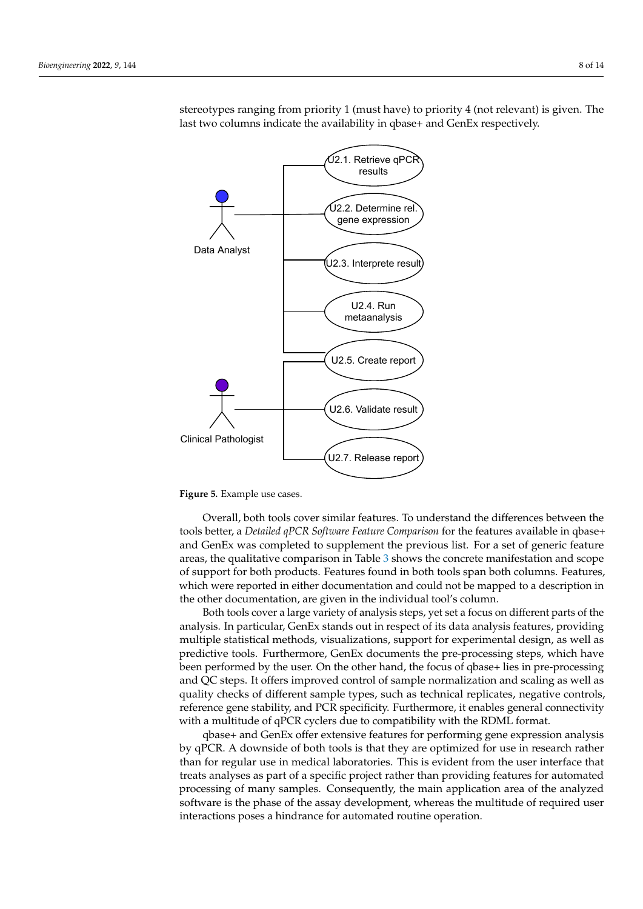stereotypes ranging from priority 1 (must have) to priority 4 (not relevant) is given. The last two columns indicate the availability in qbase+ and GenEx respectively.

**Figure 5.** Example use cases.

Overall, both tools cover similar features. To understand the differences between the tools better, a *Detailed qPCR Software Feature Comparison* for the features available in qbase+ and GenEx was completed to supplement the previous list. For a set of generic feature areas, the qualitative comparison in Table 3 shows the concrete manifestation and scope of support for both products. Features found in both tools span both columns. Features, which were reported in either documentation and could not be mapped to a description in the other documentation, are given in the individual tool's column.

Both tools cover a large variety of analysis steps, yet set a focus on different parts of the analysis. In particular, GenEx stands out in respect of its data analysis features, providing multiple statistical methods, visualizations, support for experimental design, as well as predictive tools. Furthermore, GenEx documents the pre-processing steps, which have been performed by the user. On the other hand, the focus of qbase+ lies in pre-processing and QC steps. It offers improved control of sample normalization and scaling as well as quality checks of different sample types, such as technical replicates, negative controls, reference gene stability, and PCR specificity. Furthermore, it enables general connectivity with a multitude of qPCR cyclers due to compatibility with the RDML format.

qbase+ and GenEx offer extensive features for performing gene expression analysis by qPCR. A downside of both tools is that they are optimized for use in research rather than for regular use in medical laboratories. This is evident from the user interface that treats analyses as part of a specific project rather than providing features for automated processing of many samples. Consequently, the main application area of the analyzed software is the phase of the assay development, whereas the multitude of required user interactions poses a hindrance for automated routine operation.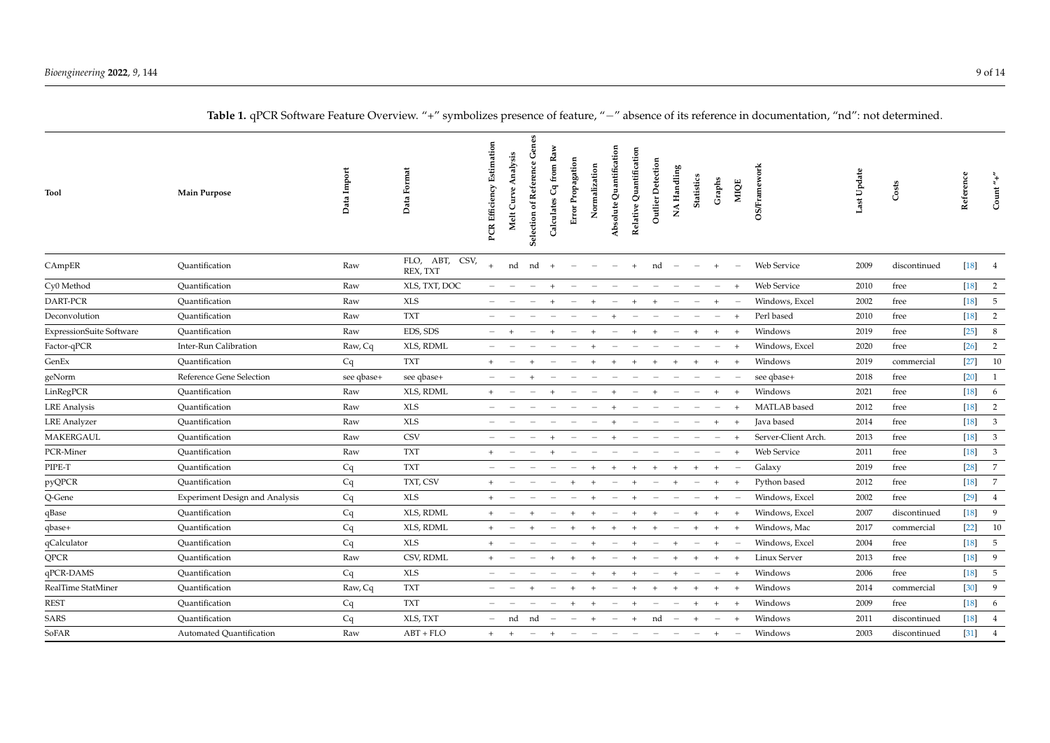**Table 1.** qPCR Software Feature Overview. "+" symbolizes presence of feature, "−" absence of its reference in documentation, "nd": not determined.

| Tool | Main Purpose | Data Import | Data Format | PCR Efficiency Estimation | Melt Curve Analysis | Selection of Reference Genes | Calculates Cq from Raw | Error Propagation | Normalization | Absolute Quantification | Relative Quantification | Outlier Detection | NA Handling | Statistics | Graphs | MIQE | OS/Framework | Last Update | Costs | Reference | Count "+" |
|---|---|---|---|---|---|---|---|---|---|---|---|---|---|---|---|---|---|---|---|---|---|
| CAmpER | Quantification | Raw | FLO, ABT, CSV, REX, TXT | + | nd | nd | + | − | − | − | + | nd | − | − | + | − | Web Service | 2009 | discontinued | [18] | 4 |
| Cy0 Method | Quantification | Raw | XLS, TXT, DOC | − | − | − | + | − | − | − | − | − | − | − | − | + | Web Service | 2010 | free | [18] | 2 |
| DART-PCR | Quantification | Raw | XLS | − | − | − | + | − | + | − | + | + | − | − | + | − | Windows, Excel | 2002 | free | [18] | 5 |
| Deconvolution | Quantification | Raw | TXT | − | − | − | − | − | − | + | − | − | − | − | − | + | Perl based | 2010 | free | [18] | 2 |
| ExpressionSuite Software | Quantification | Raw | EDS, SDS | − | + | − | + | − | + | − | + | + | − | + | + | + | Windows | 2019 | free | [25] | 8 |
| Factor-qPCR | Inter-Run Calibration | Raw, Cq | XLS, RDML | − | − | − | − | − | + | − | − | − | − | − | − | + | Windows, Excel | 2020 | free | [26] | 2 |
| GenEx | Quantification | Cq | TXT | + | − | + | − | − | + | + | + | + | + | + | + | + | Windows | 2019 | commercial | [27] | 10 |
| geNorm | Reference Gene Selection | see qbase+ | see qbase+ | − | − | + | − | − | − | − | − | − | − | − | − | − | see qbase+ | 2018 | free | [20] | 1 |
| LinRegPCR | Quantification | Raw | XLS, RDML | + | − | − | + | − | − | + | − | + | − | − | + | + | Windows | 2021 | free | [18] | 6 |
| LRE Analysis | Quantification | Raw | XLS | − | − | − | − | − | − | + | − | − | − | − | − | + | MATLAB based | 2012 | free | [18] | 2 |
| LRE Analyzer | Quantification | Raw | XLS | − | − | − | − | − | − | + | − | − | − | − | + | + | Java based | 2014 | free | [18] | 3 |
| MAKERGAUL | Quantification | Raw | CSV | − | − | − | + | − | − | + | − | − | − | − | − | + | Server-Client Arch. | 2013 | free | [18] | 3 |
| PCR-Miner | Quantification | Raw | TXT | + | − | − | + | − | − | − | − | − | − | − | − | + | Web Service | 2011 | free | [18] | 3 |
| PIPE-T | Quantification | Cq | TXT | − | − | − | − | − | + | + | + | + | + | + | + | − | Galaxy | 2019 | free | [28] | 7 |
| pyQPCR | Quantification | Cq | TXT, CSV | + | − | − | − | + | + | − | + | − | + | − | + | + | Python based | 2012 | free | [18] | 7 |
| Q-Gene | Experiment Design and Analysis | Cq | XLS | + | − | − | − | − | + | − | + | − | − | − | + | − | Windows, Excel | 2002 | free | [29] | 4 |
| qBase | Quantification | Cq | XLS, RDML | + | − | + | − | + | + | − | + | + | − | + | + | + | Windows, Excel | 2007 | discontinued | [18] | 9 |
| qbase+ | Quantification | Cq | XLS, RDML | + | − | + | − | + | + | + | + | + | − | + | + | + | Windows, Mac | 2017 | commercial | [22] | 10 |
| qCalculator | Quantification | Cq | XLS | + | − | − | − | − | + | − | + | − | + | − | + | − | Windows, Excel | 2004 | free | [18] | 5 |
| QPCR | Quantification | Raw | CSV, RDML | + | − | − | + | + | + | − | + | − | + | + | + | + | Linux Server | 2013 | free | [18] | 9 |
| qPCR-DAMS | Quantification | Cq | XLS | − | − | − | − | − | + | + | + | − | + | − | − | + | Windows | 2006 | free | [18] | 5 |
| RealTime StatMiner | Quantification | Raw, Cq | TXT | − | − | + | − | + | + | − | + | + | + | + | + | + | Windows | 2014 | commercial | [30] | 9 |
| REST | Quantification | Cq | TXT | − | − | − | − | + | + | − | + | − | − | + | + | + | Windows | 2009 | free | [18] | 6 |
| SARS | Quantification | Cq | XLS, TXT | − | nd | nd | − | − | + | − | + | nd | − | + | − | + | Windows | 2011 | discontinued | [18] | 4 |
| SoFAR | Automated Quantification | Raw | ABT + FLO | + | + | − | + | − | − | − | − | − | − | − | + | − | Windows | 2003 | discontinued | [31] | 4 |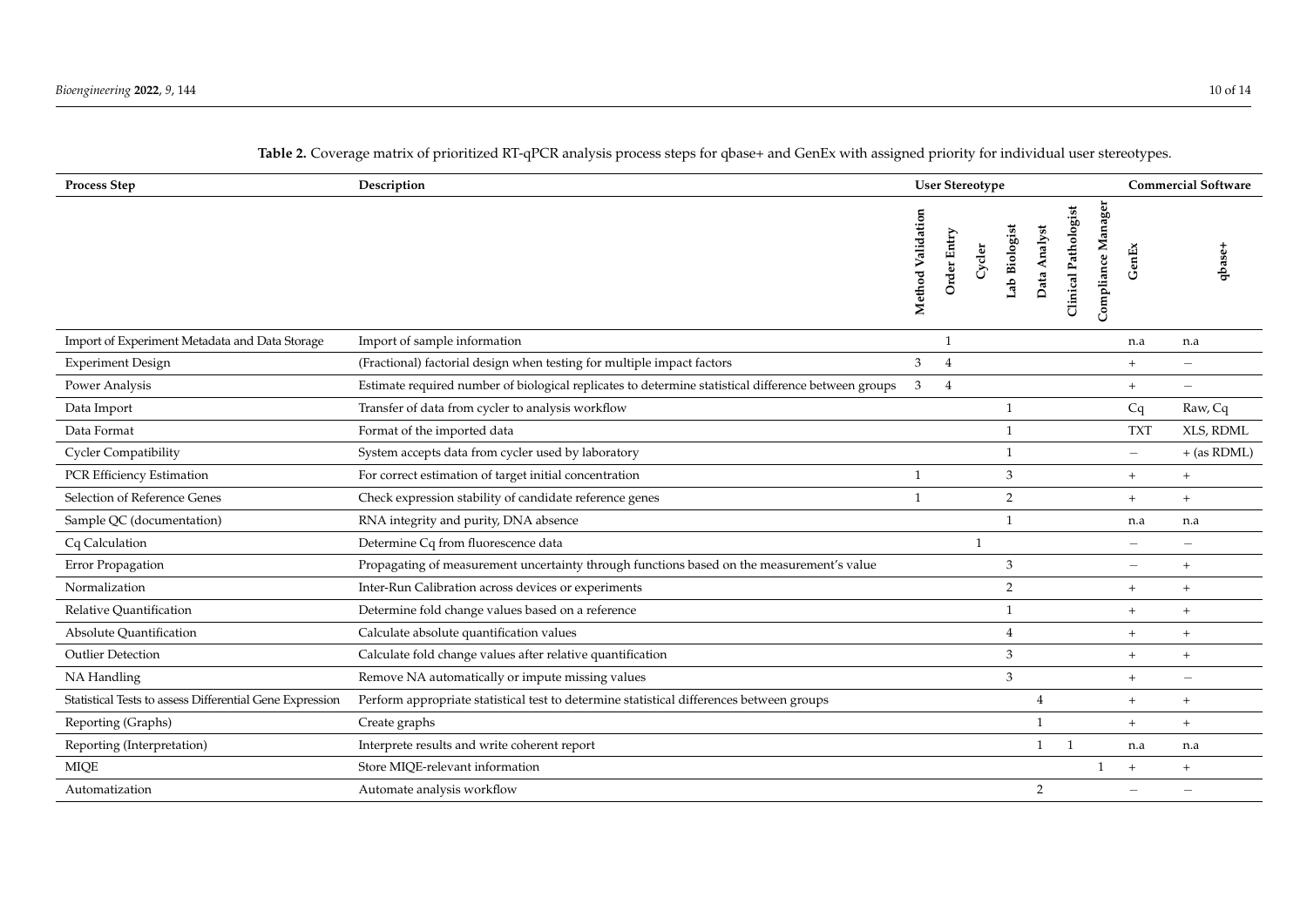**Table 2.** Coverage matrix of prioritized RT-qPCR analysis process steps for qbase+ and GenEx with assigned priority for individual user stereotypes.

| Process Step | Description | User Stereotype | | | | | | | Commercial Software | |
|---|---|---|---|---|---|---|---|---|---|---|
| | | Method Validation | Order Entry | Cycler | Lab Biologist | Data Analyst | Clinical Pathologist | Compliance Manager | GenEx | qbase+ |
| Import of Experiment Metadata and Data Storage | Import of sample information | | 1 | | | | | | n.a | n.a |
| Experiment Design | (Fractional) factorial design when testing for multiple impact factors | 3 | 4 | | | | | | + | – |
| Power Analysis | Estimate required number of biological replicates to determine statistical difference between groups | 3 | 4 | | | | | | + | – |
| Data Import | Transfer of data from cycler to analysis workflow | | | | 1 | | | | Cq | Raw, Cq |
| Data Format | Format of the imported data | | | | 1 | | | | TXT | XLS, RDML |
| Cycler Compatibility | System accepts data from cycler used by laboratory | | | | 1 | | | | – | + (as RDML) |
| PCR Efficiency Estimation | For correct estimation of target initial concentration | 1 | | | 3 | | | | + | + |
| Selection of Reference Genes | Check expression stability of candidate reference genes | 1 | | | 2 | | | | + | + |
| Sample QC (documentation) | RNA integrity and purity, DNA absence | | | | 1 | | | | n.a | n.a |
| Cq Calculation | Determine Cq from fluorescence data | | | 1 | | | | | – | – |
| Error Propagation | Propagating of measurement uncertainty through functions based on the measurement's value | | | | 3 | | | | – | + |
| Normalization | Inter-Run Calibration across devices or experiments | | | | 2 | | | | + | + |
| Relative Quantification | Determine fold change values based on a reference | | | | 1 | | | | + | + |
| Absolute Quantification | Calculate absolute quantification values | | | | 4 | | | | + | + |
| Outlier Detection | Calculate fold change values after relative quantification | | | | 3 | | | | + | + |
| NA Handling | Remove NA automatically or impute missing values | | | | 3 | | | | + | – |
| Statistical Tests to assess Differential Gene Expression | Perform appropriate statistical test to determine statistical differences between groups | | | | | 4 | | | + | + |
| Reporting (Graphs) | Create graphs | | | | | 1 | | | + | + |
| Reporting (Interpretation) | Interprete results and write coherent report | | | | | 1 | 1 | | n.a | n.a |
| MIQE | Store MIQE-relevant information | | | | | | | 1 | + | + |
| Automatization | Automate analysis workflow | | | | | 2 | | | – | – |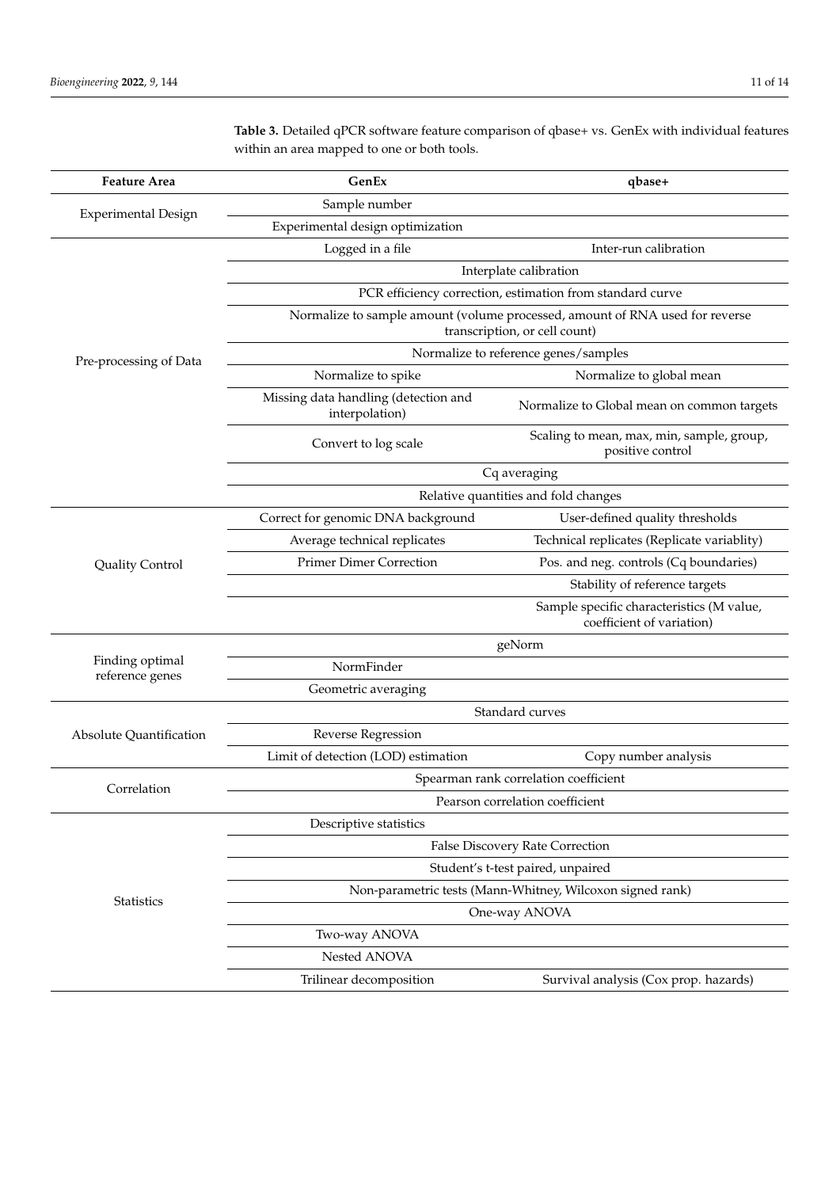**Table 3.** Detailed qPCR software feature comparison of qbase+ vs. GenEx with individual features within an area mapped to one or both tools.

| Feature Area | GenEx | qbase+ |
|---|---|---|
| Experimental Design | Sample number | |
| | Experimental design optimization | |
| Pre-processing of Data | Logged in a file | Inter-run calibration |
| | Interplate calibration | Interplate calibration |
| | PCR efficiency correction, estimation from standard curve | PCR efficiency correction, estimation from standard curve |
| | Normalize to sample amount (volume processed, amount of RNA used for reverse transcription, or cell count) | Normalize to sample amount (volume processed, amount of RNA used for reverse transcription, or cell count) |
| | Normalize to reference genes/samples | Normalize to reference genes/samples |
| | Normalize to spike | Normalize to global mean |
| | Missing data handling (detection and interpolation) | Normalize to Global mean on common targets |
| | Convert to log scale | Scaling to mean, max, min, sample, group, positive control |
| | Cq averaging | Cq averaging |
| | Relative quantities and fold changes | Relative quantities and fold changes |
| Quality Control | Correct for genomic DNA background | User-defined quality thresholds |
| | Average technical replicates | Technical replicates (Replicate variablity) |
| | Primer Dimer Correction | Pos. and neg. controls (Cq boundaries) |
| | | Stability of reference targets |
| | | Sample specific characteristics (M value, coefficient of variation) |
| Finding optimal reference genes | geNorm | geNorm |
| | NormFinder | |
| | Geometric averaging | |
| Absolute Quantification | Standard curves | Standard curves |
| | Reverse Regression | |
| | Limit of detection (LOD) estimation | Copy number analysis |
| Correlation | Spearman rank correlation coefficient | Spearman rank correlation coefficient |
| | Pearson correlation coefficient | Pearson correlation coefficient |
| Statistics | Descriptive statistics | |
| | False Discovery Rate Correction | False Discovery Rate Correction |
| | Student's t-test paired, unpaired | Student's t-test paired, unpaired |
| | Non-parametric tests (Mann-Whitney, Wilcoxon signed rank) | Non-parametric tests (Mann-Whitney, Wilcoxon signed rank) |
| | One-way ANOVA | One-way ANOVA |
| | Two-way ANOVA | |
| | Nested ANOVA | |
| | Trilinear decomposition | Survival analysis (Cox prop. hazards) |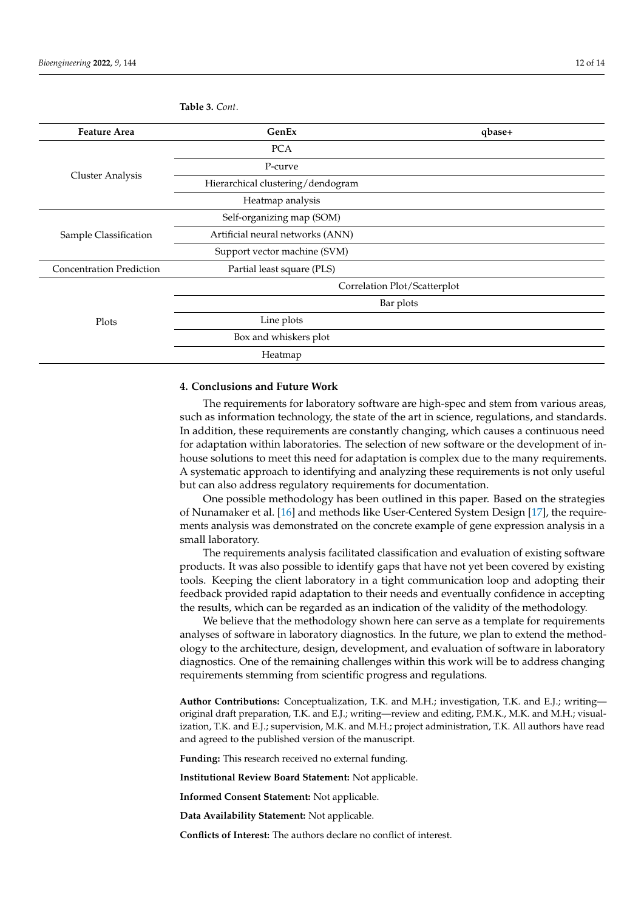**Table 3.** *Cont.*

| Feature Area | GenEx | qbase+ |
|---|---|---|
| Cluster Analysis | PCA | |
| | P-curve | |
| | Hierarchical clustering/dendogram | |
| | Heatmap analysis | |
| Sample Classification | Self-organizing map (SOM) | |
| | Artificial neural networks (ANN) | |
| | Support vector machine (SVM) | |
| Concentration Prediction | Partial least square (PLS) | |
| Plots | Correlation Plot/Scatterplot | |
| | Bar plots | |
| | Line plots | |
| | Box and whiskers plot | |
| | Heatmap | |

## 4. Conclusions and Future Work

The requirements for laboratory software are high-spec and stem from various areas, such as information technology, the state of the art in science, regulations, and standards. In addition, these requirements are constantly changing, which causes a continuous need for adaptation within laboratories. The selection of new software or the development of in-house solutions to meet this need for adaptation is complex due to the many requirements. A systematic approach to identifying and analyzing these requirements is not only useful but can also address regulatory requirements for documentation.

One possible methodology has been outlined in this paper. Based on the strategies of Nunamaker et al. [16] and methods like User-Centered System Design [17], the requirements analysis was demonstrated on the concrete example of gene expression analysis in a small laboratory.

The requirements analysis facilitated classification and evaluation of existing software products. It was also possible to identify gaps that have not yet been covered by existing tools. Keeping the client laboratory in a tight communication loop and adopting their feedback provided rapid adaptation to their needs and eventually confidence in accepting the results, which can be regarded as an indication of the validity of the methodology.

We believe that the methodology shown here can serve as a template for requirements analyses of software in laboratory diagnostics. In the future, we plan to extend the methodology to the architecture, design, development, and evaluation of software in laboratory diagnostics. One of the remaining challenges within this work will be to address changing requirements stemming from scientific progress and regulations.

**Author Contributions:** Conceptualization, T.K. and M.H.; investigation, T.K. and E.J.; writing—original draft preparation, T.K. and E.J.; writing—review and editing, P.M.K., M.K. and M.H.; visualization, T.K. and E.J.; supervision, M.K. and M.H.; project administration, T.K. All authors have read and agreed to the published version of the manuscript.

**Funding:** This research received no external funding.

**Institutional Review Board Statement:** Not applicable.

**Informed Consent Statement:** Not applicable.

**Data Availability Statement:** Not applicable.

**Conflicts of Interest:** The authors declare no conflict of interest.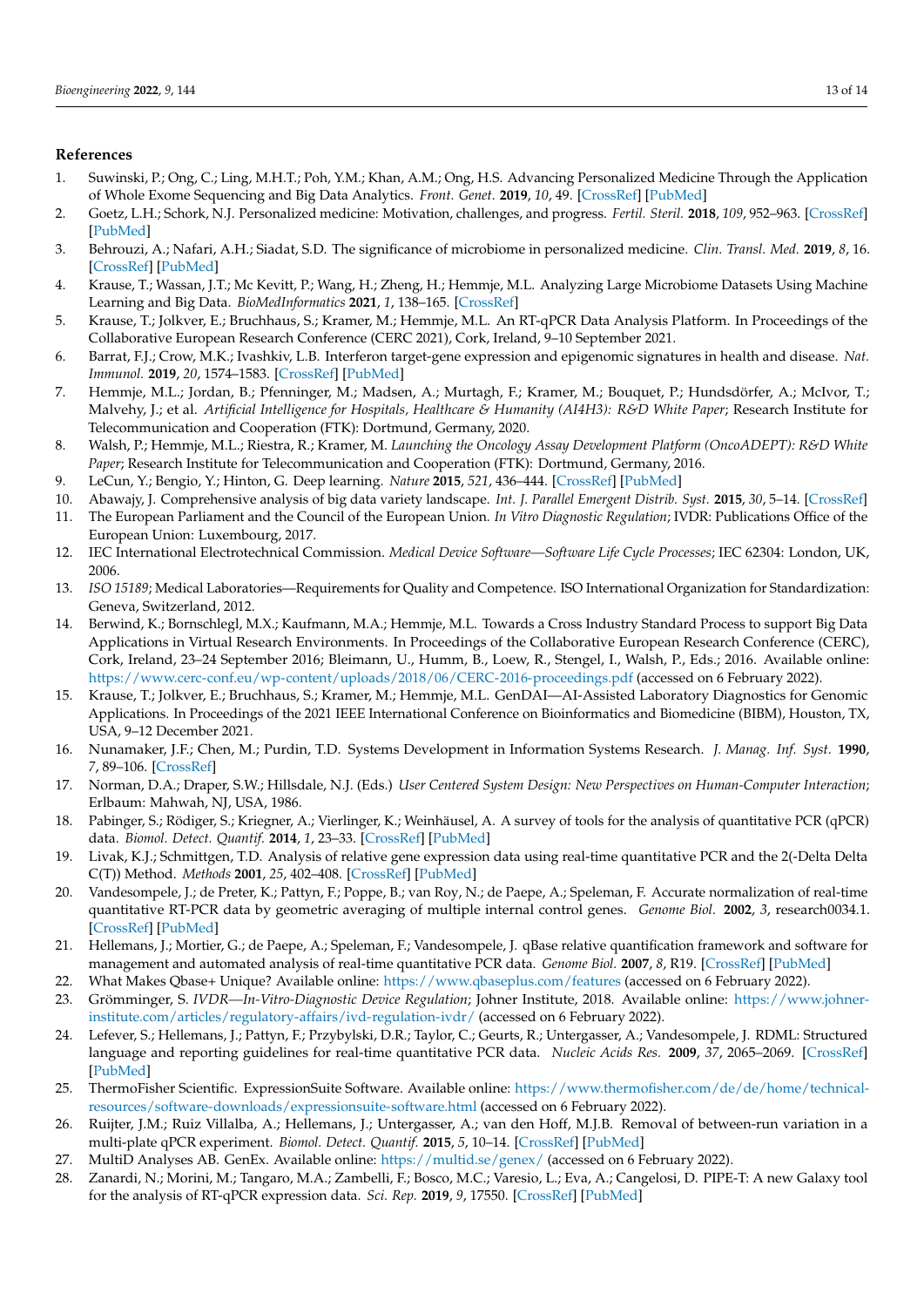## References

1. Suwinski, P.; Ong, C.; Ling, M.H.T.; Poh, Y.M.; Khan, A.M.; Ong, H.S. Advancing Personalized Medicine Through the Application of Whole Exome Sequencing and Big Data Analytics. *Front. Genet.* **2019**, *10*, 49. [CrossRef] [PubMed]
2. Goetz, L.H.; Schork, N.J. Personalized medicine: Motivation, challenges, and progress. *Fertil. Steril.* **2018**, *109*, 952–963. [CrossRef] [PubMed]
3. Behrouzi, A.; Nafari, A.H.; Siadat, S.D. The significance of microbiome in personalized medicine. *Clin. Transl. Med.* **2019**, *8*, 16. [CrossRef] [PubMed]
4. Krause, T.; Wassan, J.T.; Mc Kevitt, P.; Wang, H.; Zheng, H.; Hemmje, M.L. Analyzing Large Microbiome Datasets Using Machine Learning and Big Data. *BioMedInformatics* **2021**, *1*, 138–165. [CrossRef]
5. Krause, T.; Jolkver, E.; Bruchhaus, S.; Kramer, M.; Hemmje, M.L. An RT-qPCR Data Analysis Platform. In Proceedings of the Collaborative European Research Conference (CERC 2021), Cork, Ireland, 9–10 September 2021.
6. Barrat, F.J.; Crow, M.K.; Ivashkiv, L.B. Interferon target-gene expression and epigenomic signatures in health and disease. *Nat. Immunol.* **2019**, *20*, 1574–1583. [CrossRef] [PubMed]
7. Hemmje, M.L.; Jordan, B.; Pfenninger, M.; Madsen, A.; Murtagh, F.; Kramer, M.; Bouquet, P.; Hundsdörfer, A.; McIvor, T.; Malvehy, J.; et al. *Artificial Intelligence for Hospitals, Healthcare & Humanity (AI4H3): R&D White Paper*; Research Institute for Telecommunication and Cooperation (FTK): Dortmund, Germany, 2020.
8. Walsh, P.; Hemmje, M.L.; Riestra, R.; Kramer, M. *Launching the Oncology Assay Development Platform (OncoADEPT): R&D White Paper*; Research Institute for Telecommunication and Cooperation (FTK): Dortmund, Germany, 2016.
9. LeCun, Y.; Bengio, Y.; Hinton, G. Deep learning. *Nature* **2015**, *521*, 436–444. [CrossRef] [PubMed]
10. Abawajy, J. Comprehensive analysis of big data variety landscape. *Int. J. Parallel Emergent Distrib. Syst.* **2015**, *30*, 5–14. [CrossRef]
11. The European Parliament and the Council of the European Union. *In Vitro Diagnostic Regulation*; IVDR: Publications Office of the European Union: Luxembourg, 2017.
12. IEC International Electrotechnical Commission. *Medical Device Software—Software Life Cycle Processes*; IEC 62304: London, UK, 2006.
13. *ISO 15189*; Medical Laboratories—Requirements for Quality and Competence. ISO International Organization for Standardization: Geneva, Switzerland, 2012.
14. Berwind, K.; Bornschlegl, M.X.; Kaufmann, M.A.; Hemmje, M.L. Towards a Cross Industry Standard Process to support Big Data Applications in Virtual Research Environments. In Proceedings of the Collaborative European Research Conference (CERC), Cork, Ireland, 23–24 September 2016; Bleimann, U., Humm, B., Loew, R., Stengel, I., Walsh, P., Eds.; 2016. Available online: https://www.cerc-conf.eu/wp-content/uploads/2018/06/CERC-2016-proceedings.pdf (accessed on 6 February 2022).
15. Krause, T.; Jolkver, E.; Bruchhaus, S.; Kramer, M.; Hemmje, M.L. GenDAI—AI-Assisted Laboratory Diagnostics for Genomic Applications. In Proceedings of the 2021 IEEE International Conference on Bioinformatics and Biomedicine (BIBM), Houston, TX, USA, 9–12 December 2021.
16. Nunamaker, J.F.; Chen, M.; Purdin, T.D. Systems Development in Information Systems Research. *J. Manag. Inf. Syst.* **1990**, *7*, 89–106. [CrossRef]
17. Norman, D.A.; Draper, S.W.; Hillsdale, N.J. (Eds.) *User Centered System Design: New Perspectives on Human-Computer Interaction*; Erlbaum: Mahwah, NJ, USA, 1986.
18. Pabinger, S.; Rödiger, S.; Kriegner, A.; Vierlinger, K.; Weinhäusel, A. A survey of tools for the analysis of quantitative PCR (qPCR) data. *Biomol. Detect. Quantif.* **2014**, *1*, 23–33. [CrossRef] [PubMed]
19. Livak, K.J.; Schmittgen, T.D. Analysis of relative gene expression data using real-time quantitative PCR and the 2(-Delta Delta C(T)) Method. *Methods* **2001**, *25*, 402–408. [CrossRef] [PubMed]
20. Vandesompele, J.; de Preter, K.; Pattyn, F.; Poppe, B.; van Roy, N.; de Paepe, A.; Speleman, F. Accurate normalization of real-time quantitative RT-PCR data by geometric averaging of multiple internal control genes. *Genome Biol.* **2002**, *3*, research0034.1. [CrossRef] [PubMed]
21. Hellemans, J.; Mortier, G.; de Paepe, A.; Speleman, F.; Vandesompele, J. qBase relative quantification framework and software for management and automated analysis of real-time quantitative PCR data. *Genome Biol.* **2007**, *8*, R19. [CrossRef] [PubMed]
22. What Makes Qbase+ Unique? Available online: https://www.qbaseplus.com/features (accessed on 6 February 2022).
23. Grömminger, S. *IVDR—In-Vitro-Diagnostic Device Regulation*; Johner Institute, 2018. Available online: https://www.johner-institute.com/articles/regulatory-affairs/ivd-regulation-ivdr/ (accessed on 6 February 2022).
24. Lefever, S.; Hellemans, J.; Pattyn, F.; Przybylski, D.R.; Taylor, C.; Geurts, R.; Untergasser, A.; Vandesompele, J. RDML: Structured language and reporting guidelines for real-time quantitative PCR data. *Nucleic Acids Res.* **2009**, *37*, 2065–2069. [CrossRef] [PubMed]
25. ThermoFisher Scientific. ExpressionSuite Software. Available online: https://www.thermofisher.com/de/de/home/technical-resources/software-downloads/expressionsuite-software.html (accessed on 6 February 2022).
26. Ruijter, J.M.; Ruiz Villalba, A.; Hellemans, J.; Untergasser, A.; van den Hoff, M.J.B. Removal of between-run variation in a multi-plate qPCR experiment. *Biomol. Detect. Quantif.* **2015**, *5*, 10–14. [CrossRef] [PubMed]
27. MultiD Analyses AB. GenEx. Available online: https://multid.se/genex/ (accessed on 6 February 2022).
28. Zanardi, N.; Morini, M.; Tangaro, M.A.; Zambelli, F.; Bosco, M.C.; Varesio, L.; Eva, A.; Cangelosi, D. PIPE-T: A new Galaxy tool for the analysis of RT-qPCR expression data. *Sci. Rep.* **2019**, *9*, 17550. [CrossRef] [PubMed]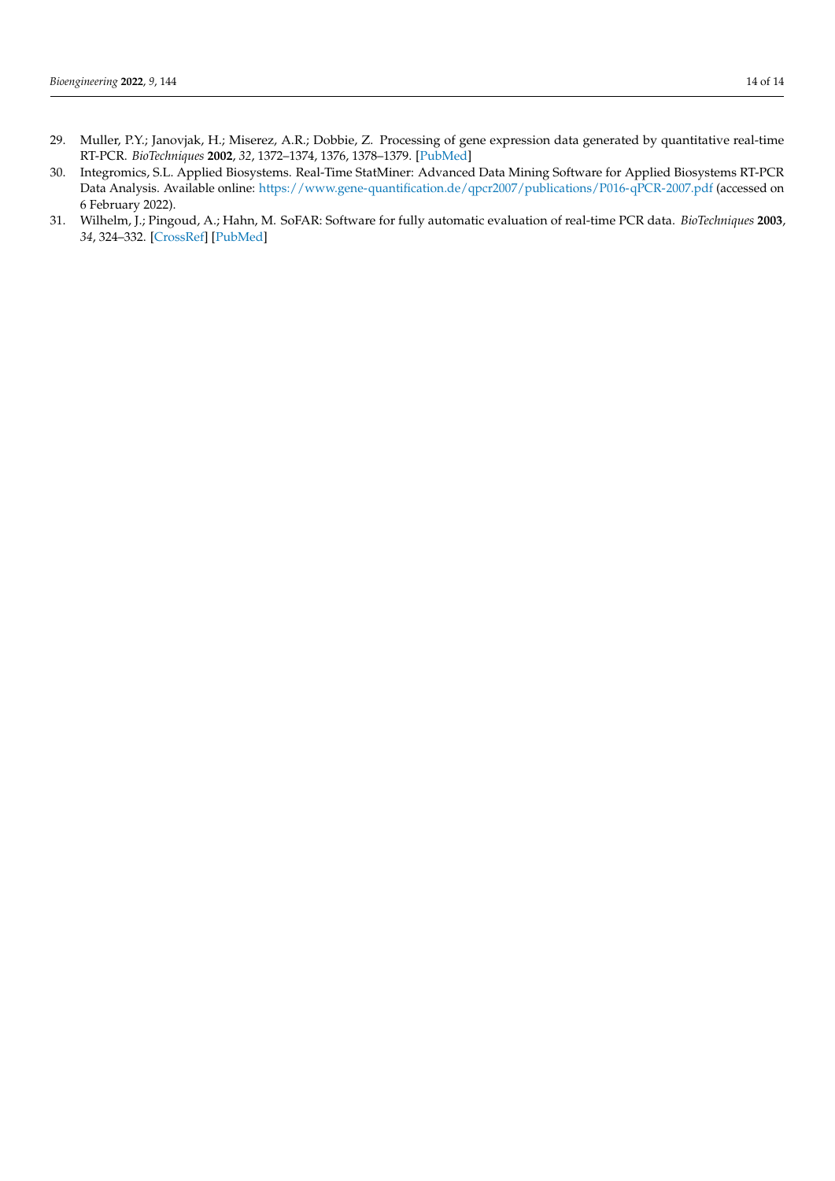29. Muller, P.Y.; Janovjak, H.; Miserez, A.R.; Dobbie, Z. Processing of gene expression data generated by quantitative real-time RT-PCR. *BioTechniques* **2002**, *32*, 1372–1374, 1376, 1378–1379. [PubMed]
30. Integromics, S.L. Applied Biosystems. Real-Time StatMiner: Advanced Data Mining Software for Applied Biosystems RT-PCR Data Analysis. Available online: https://www.gene-quantification.de/qpcr2007/publications/P016-qPCR-2007.pdf (accessed on 6 February 2022).
31. Wilhelm, J.; Pingoud, A.; Hahn, M. SoFAR: Software for fully automatic evaluation of real-time PCR data. *BioTechniques* **2003**, *34*, 324–332. [CrossRef] [PubMed]